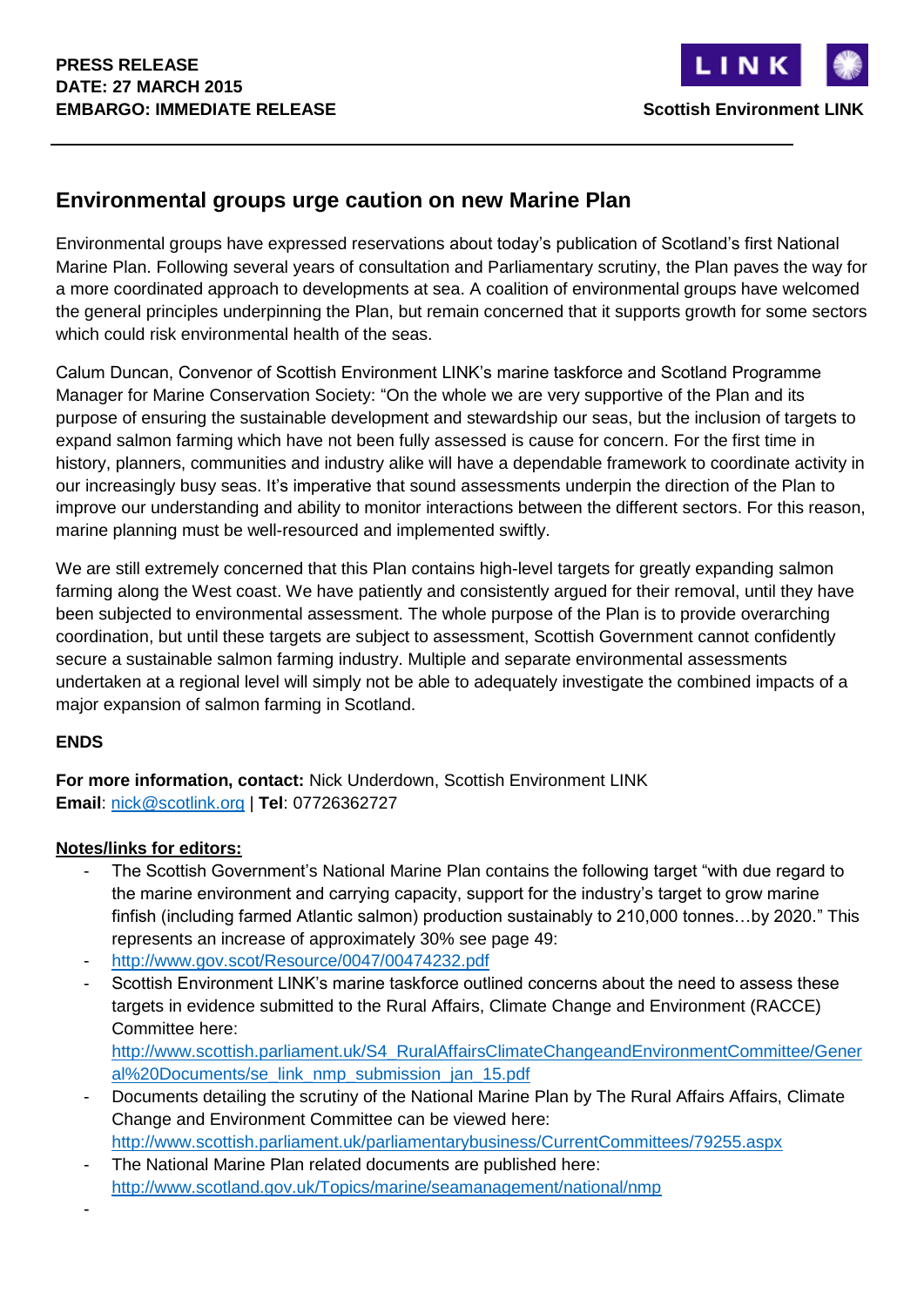**PRESS RELEASE**
**DATE: 27 MARCH 2015**
**EMBARGO: IMMEDIATE RELEASE**

LINK

**Scottish Environment LINK**

---

## Environmental groups urge caution on new Marine Plan

Environmental groups have expressed reservations about today's publication of Scotland's first National Marine Plan. Following several years of consultation and Parliamentary scrutiny, the Plan paves the way for a more coordinated approach to developments at sea. A coalition of environmental groups have welcomed the general principles underpinning the Plan, but remain concerned that it supports growth for some sectors which could risk environmental health of the seas.

Calum Duncan, Convenor of Scottish Environment LINK's marine taskforce and Scotland Programme Manager for Marine Conservation Society: "On the whole we are very supportive of the Plan and its purpose of ensuring the sustainable development and stewardship our seas, but the inclusion of targets to expand salmon farming which have not been fully assessed is cause for concern. For the first time in history, planners, communities and industry alike will have a dependable framework to coordinate activity in our increasingly busy seas. It's imperative that sound assessments underpin the direction of the Plan to improve our understanding and ability to monitor interactions between the different sectors. For this reason, marine planning must be well-resourced and implemented swiftly.

We are still extremely concerned that this Plan contains high-level targets for greatly expanding salmon farming along the West coast. We have patiently and consistently argued for their removal, until they have been subjected to environmental assessment. The whole purpose of the Plan is to provide overarching coordination, but until these targets are subject to assessment, Scottish Government cannot confidently secure a sustainable salmon farming industry. Multiple and separate environmental assessments undertaken at a regional level will simply not be able to adequately investigate the combined impacts of a major expansion of salmon farming in Scotland.

**ENDS**

**For more information, contact:** Nick Underdown, Scottish Environment LINK
**Email**: nick@scotlink.org | **Tel**: 07726362727

**Notes/links for editors:**

- The Scottish Government's National Marine Plan contains the following target "with due regard to the marine environment and carrying capacity, support for the industry's target to grow marine finfish (including farmed Atlantic salmon) production sustainably to 210,000 tonnes…by 2020." This represents an increase of approximately 30% see page 49:
- http://www.gov.scot/Resource/0047/00474232.pdf
- Scottish Environment LINK's marine taskforce outlined concerns about the need to assess these targets in evidence submitted to the Rural Affairs, Climate Change and Environment (RACCE) Committee here: http://www.scottish.parliament.uk/S4_RuralAffairsClimateChangeandEnvironmentCommittee/General%20Documents/se_link_nmp_submission_jan_15.pdf
- Documents detailing the scrutiny of the National Marine Plan by The Rural Affairs Affairs, Climate Change and Environment Committee can be viewed here: http://www.scottish.parliament.uk/parliamentarybusiness/CurrentCommittees/79255.aspx
- The National Marine Plan related documents are published here: http://www.scotland.gov.uk/Topics/marine/seamanagement/national/nmp
-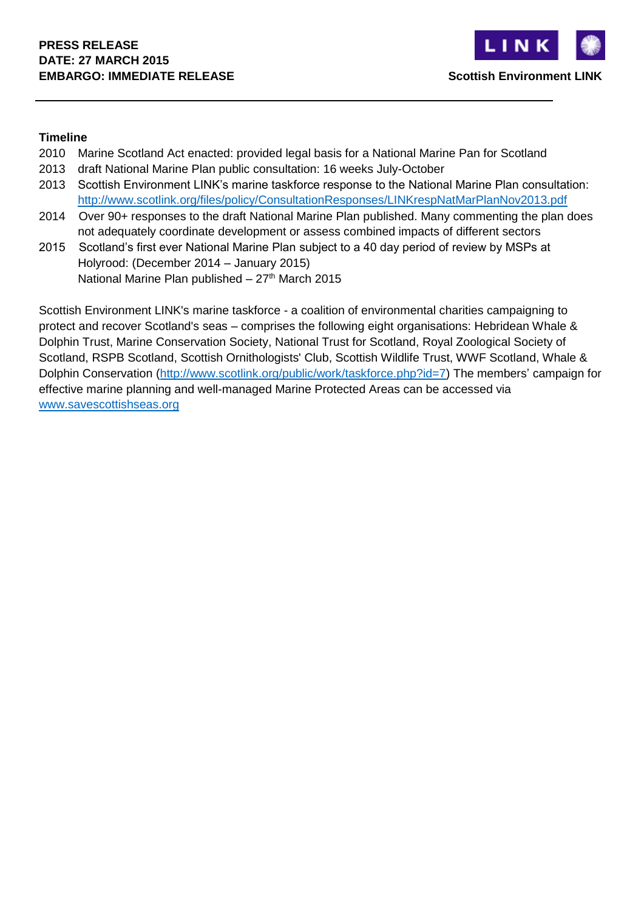**PRESS RELEASE**
**DATE: 27 MARCH 2015**
**EMBARGO: IMMEDIATE RELEASE**

**Scottish Environment LINK**

---

**Timeline**

2010 Marine Scotland Act enacted: provided legal basis for a National Marine Pan for Scotland

2013 draft National Marine Plan public consultation: 16 weeks July-October

2013 Scottish Environment LINK's marine taskforce response to the National Marine Plan consultation: http://www.scotlink.org/files/policy/ConsultationResponses/LINKrespNatMarPlanNov2013.pdf

2014 Over 90+ responses to the draft National Marine Plan published. Many commenting the plan does not adequately coordinate development or assess combined impacts of different sectors

2015 Scotland's first ever National Marine Plan subject to a 40 day period of review by MSPs at Holyrood: (December 2014 – January 2015)
National Marine Plan published – 27th March 2015

Scottish Environment LINK's marine taskforce - a coalition of environmental charities campaigning to protect and recover Scotland's seas – comprises the following eight organisations: Hebridean Whale & Dolphin Trust, Marine Conservation Society, National Trust for Scotland, Royal Zoological Society of Scotland, RSPB Scotland, Scottish Ornithologists' Club, Scottish Wildlife Trust, WWF Scotland, Whale & Dolphin Conservation (http://www.scotlink.org/public/work/taskforce.php?id=7) The members' campaign for effective marine planning and well-managed Marine Protected Areas can be accessed via www.savescottishseas.org